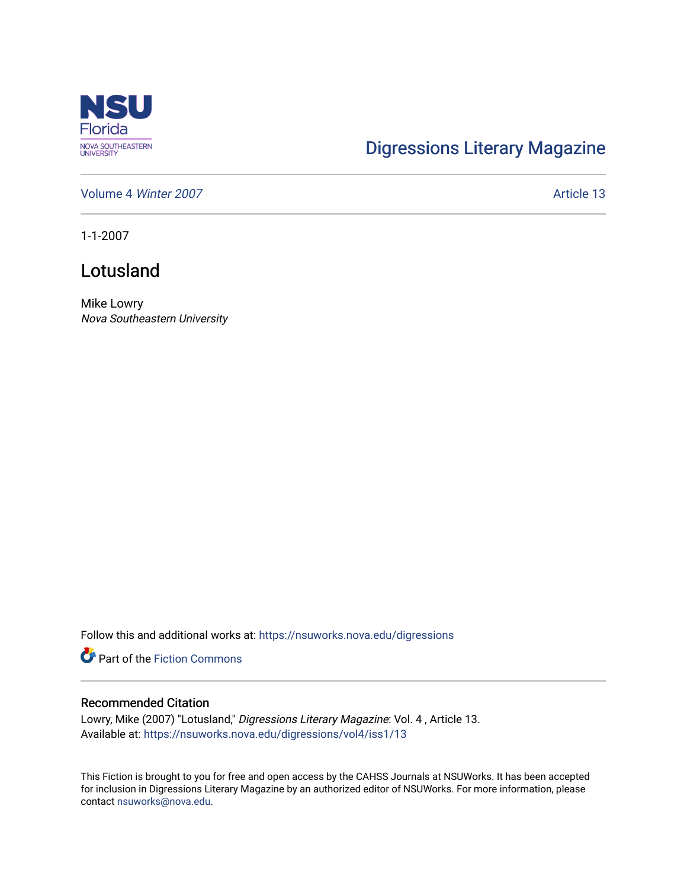NSU Florida
NOVA SOUTHEASTERN UNIVERSITY

Digressions Literary Magazine

Volume 4 *Winter 2007*

Article 13

1-1-2007

# Lotusland

Mike Lowry
*Nova Southeastern University*

Follow this and additional works at: https://nsuworks.nova.edu/digressions

Part of the Fiction Commons

## Recommended Citation

Lowry, Mike (2007) "Lotusland," *Digressions Literary Magazine*: Vol. 4 , Article 13.
Available at: https://nsuworks.nova.edu/digressions/vol4/iss1/13

This Fiction is brought to you for free and open access by the CAHSS Journals at NSUWorks. It has been accepted for inclusion in Digressions Literary Magazine by an authorized editor of NSUWorks. For more information, please contact nsuworks@nova.edu.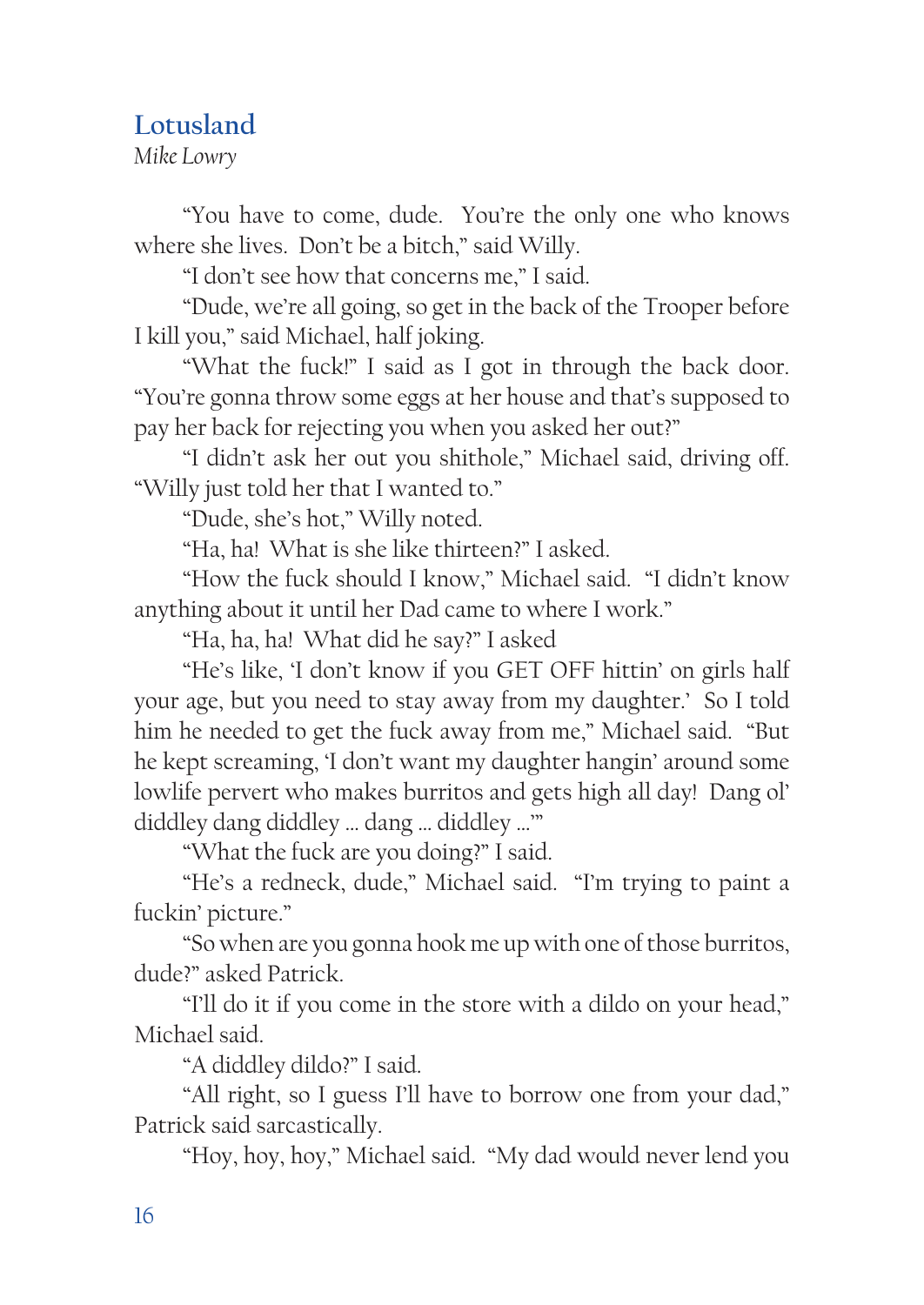## Lotusland

*Mike Lowry*

"You have to come, dude. You're the only one who knows where she lives. Don't be a bitch," said Willy.

"I don't see how that concerns me," I said.

"Dude, we're all going, so get in the back of the Trooper before I kill you," said Michael, half joking.

"What the fuck!" I said as I got in through the back door. "You're gonna throw some eggs at her house and that's supposed to pay her back for rejecting you when you asked her out?"

"I didn't ask her out you shithole," Michael said, driving off. "Willy just told her that I wanted to."

"Dude, she's hot," Willy noted.

"Ha, ha! What is she like thirteen?" I asked.

"How the fuck should I know," Michael said. "I didn't know anything about it until her Dad came to where I work."

"Ha, ha, ha! What did he say?" I asked

"He's like, 'I don't know if you GET OFF hittin' on girls half your age, but you need to stay away from my daughter.' So I told him he needed to get the fuck away from me," Michael said. "But he kept screaming, 'I don't want my daughter hangin' around some lowlife pervert who makes burritos and gets high all day! Dang ol' diddley dang diddley … dang … diddley …'"

"What the fuck are you doing?" I said.

"He's a redneck, dude," Michael said. "I'm trying to paint a fuckin' picture."

"So when are you gonna hook me up with one of those burritos, dude?" asked Patrick.

"I'll do it if you come in the store with a dildo on your head," Michael said.

"A diddley dildo?" I said.

"All right, so I guess I'll have to borrow one from your dad," Patrick said sarcastically.

"Hoy, hoy, hoy," Michael said. "My dad would never lend you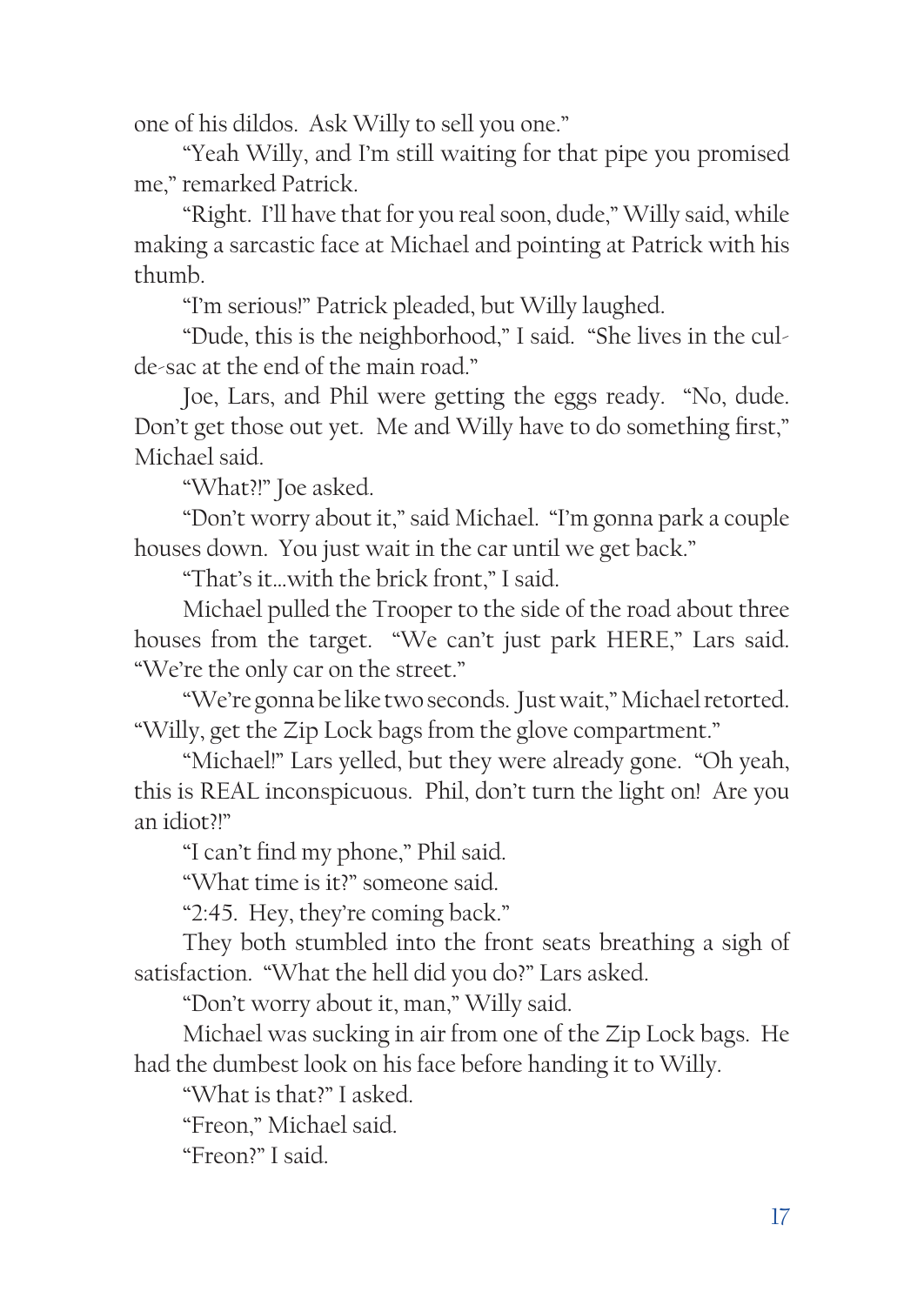one of his dildos. Ask Willy to sell you one."

"Yeah Willy, and I'm still waiting for that pipe you promised me," remarked Patrick.

"Right. I'll have that for you real soon, dude," Willy said, while making a sarcastic face at Michael and pointing at Patrick with his thumb.

"I'm serious!" Patrick pleaded, but Willy laughed.

"Dude, this is the neighborhood," I said. "She lives in the cul-de-sac at the end of the main road."

Joe, Lars, and Phil were getting the eggs ready. "No, dude. Don't get those out yet. Me and Willy have to do something first," Michael said.

"What?!" Joe asked.

"Don't worry about it," said Michael. "I'm gonna park a couple houses down. You just wait in the car until we get back."

"That's it…with the brick front," I said.

Michael pulled the Trooper to the side of the road about three houses from the target. "We can't just park HERE," Lars said. "We're the only car on the street."

"We're gonna be like two seconds. Just wait," Michael retorted. "Willy, get the Zip Lock bags from the glove compartment."

"Michael!" Lars yelled, but they were already gone. "Oh yeah, this is REAL inconspicuous. Phil, don't turn the light on! Are you an idiot?!"

"I can't find my phone," Phil said.

"What time is it?" someone said.

"2:45. Hey, they're coming back."

They both stumbled into the front seats breathing a sigh of satisfaction. "What the hell did you do?" Lars asked.

"Don't worry about it, man," Willy said.

Michael was sucking in air from one of the Zip Lock bags. He had the dumbest look on his face before handing it to Willy.

"What is that?" I asked.

"Freon," Michael said.

"Freon?" I said.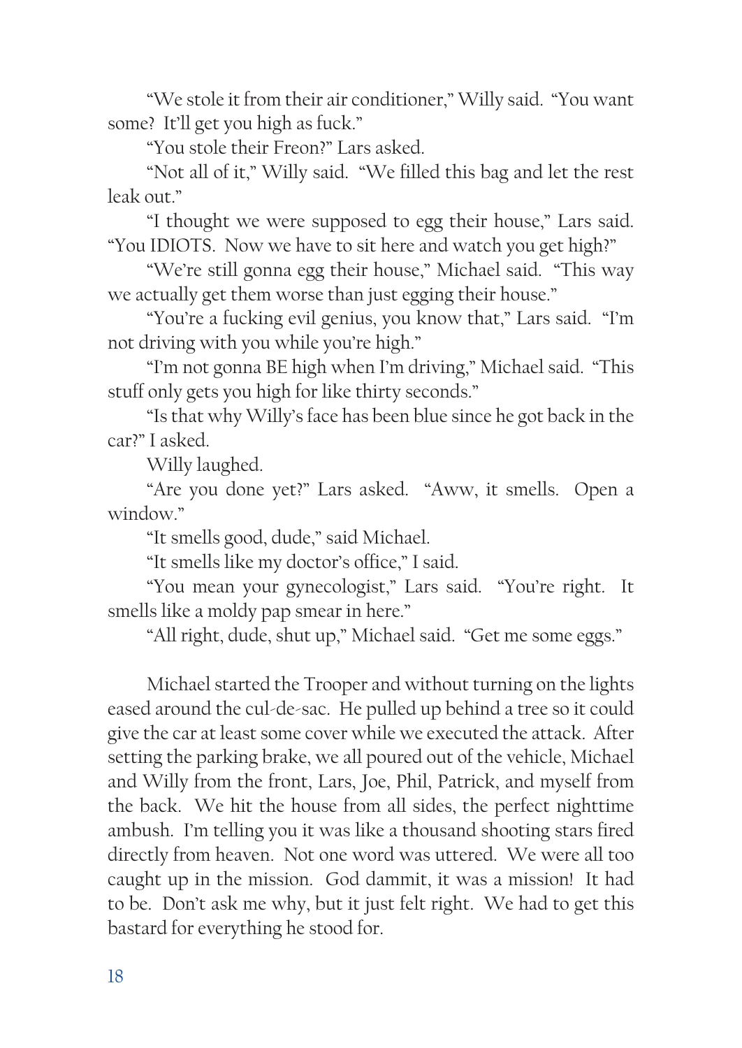"We stole it from their air conditioner," Willy said. "You want some? It'll get you high as fuck."

"You stole their Freon?" Lars asked.

"Not all of it," Willy said. "We filled this bag and let the rest leak out."

"I thought we were supposed to egg their house," Lars said. "You IDIOTS. Now we have to sit here and watch you get high?"

"We're still gonna egg their house," Michael said. "This way we actually get them worse than just egging their house."

"You're a fucking evil genius, you know that," Lars said. "I'm not driving with you while you're high."

"I'm not gonna BE high when I'm driving," Michael said. "This stuff only gets you high for like thirty seconds."

"Is that why Willy's face has been blue since he got back in the car?" I asked.

Willy laughed.

"Are you done yet?" Lars asked. "Aww, it smells. Open a window."

"It smells good, dude," said Michael.

"It smells like my doctor's office," I said.

"You mean your gynecologist," Lars said. "You're right. It smells like a moldy pap smear in here."

"All right, dude, shut up," Michael said. "Get me some eggs."

Michael started the Trooper and without turning on the lights eased around the cul-de-sac. He pulled up behind a tree so it could give the car at least some cover while we executed the attack. After setting the parking brake, we all poured out of the vehicle, Michael and Willy from the front, Lars, Joe, Phil, Patrick, and myself from the back. We hit the house from all sides, the perfect nighttime ambush. I'm telling you it was like a thousand shooting stars fired directly from heaven. Not one word was uttered. We were all too caught up in the mission. God dammit, it was a mission! It had to be. Don't ask me why, but it just felt right. We had to get this bastard for everything he stood for.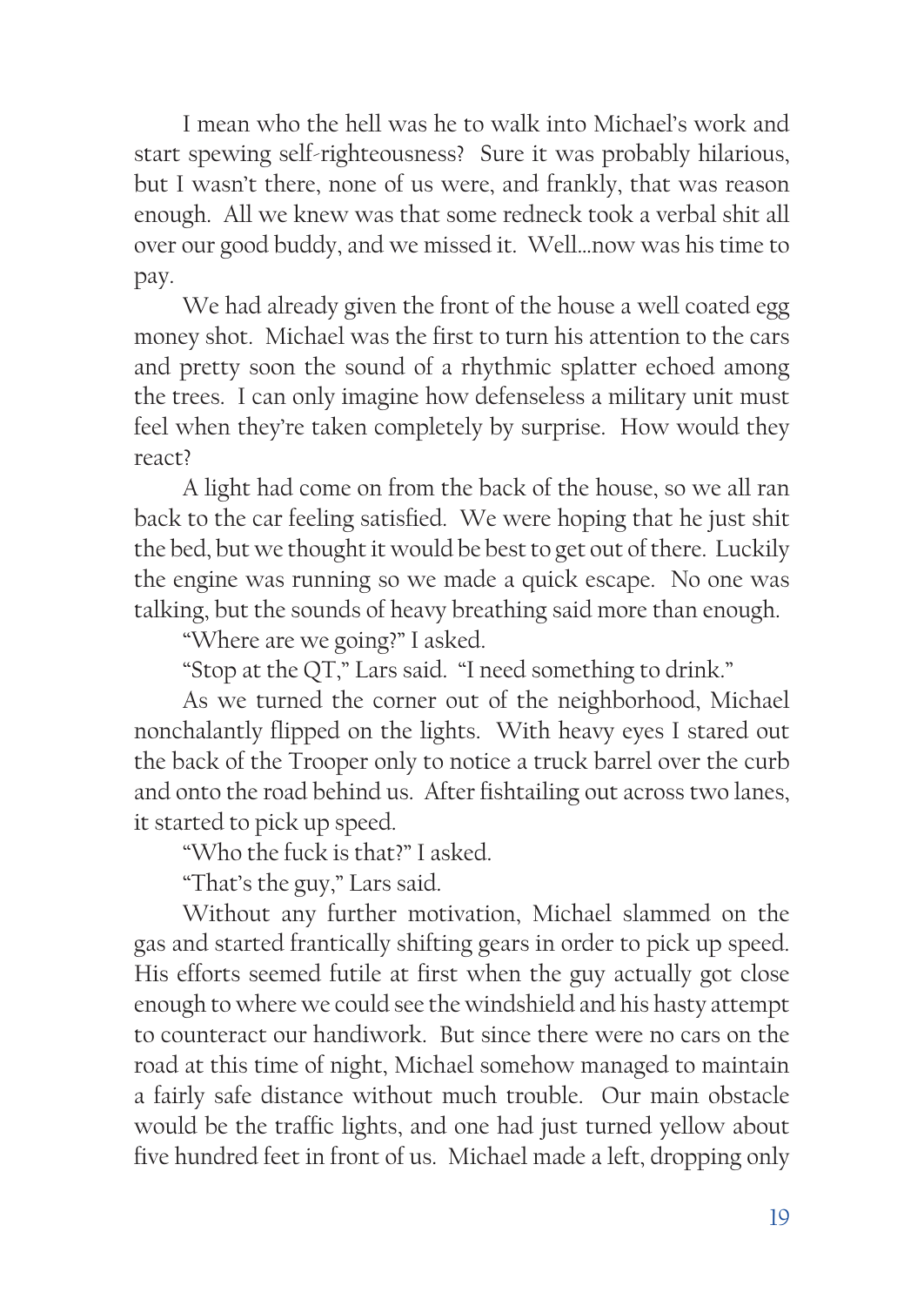I mean who the hell was he to walk into Michael's work and start spewing self-righteousness? Sure it was probably hilarious, but I wasn't there, none of us were, and frankly, that was reason enough. All we knew was that some redneck took a verbal shit all over our good buddy, and we missed it. Well...now was his time to pay.

We had already given the front of the house a well coated egg money shot. Michael was the first to turn his attention to the cars and pretty soon the sound of a rhythmic splatter echoed among the trees. I can only imagine how defenseless a military unit must feel when they're taken completely by surprise. How would they react?

A light had come on from the back of the house, so we all ran back to the car feeling satisfied. We were hoping that he just shit the bed, but we thought it would be best to get out of there. Luckily the engine was running so we made a quick escape. No one was talking, but the sounds of heavy breathing said more than enough.

"Where are we going?" I asked.

"Stop at the QT," Lars said. "I need something to drink."

As we turned the corner out of the neighborhood, Michael nonchalantly flipped on the lights. With heavy eyes I stared out the back of the Trooper only to notice a truck barrel over the curb and onto the road behind us. After fishtailing out across two lanes, it started to pick up speed.

"Who the fuck is that?" I asked.

"That's the guy," Lars said.

Without any further motivation, Michael slammed on the gas and started frantically shifting gears in order to pick up speed. His efforts seemed futile at first when the guy actually got close enough to where we could see the windshield and his hasty attempt to counteract our handiwork. But since there were no cars on the road at this time of night, Michael somehow managed to maintain a fairly safe distance without much trouble. Our main obstacle would be the traffic lights, and one had just turned yellow about five hundred feet in front of us. Michael made a left, dropping only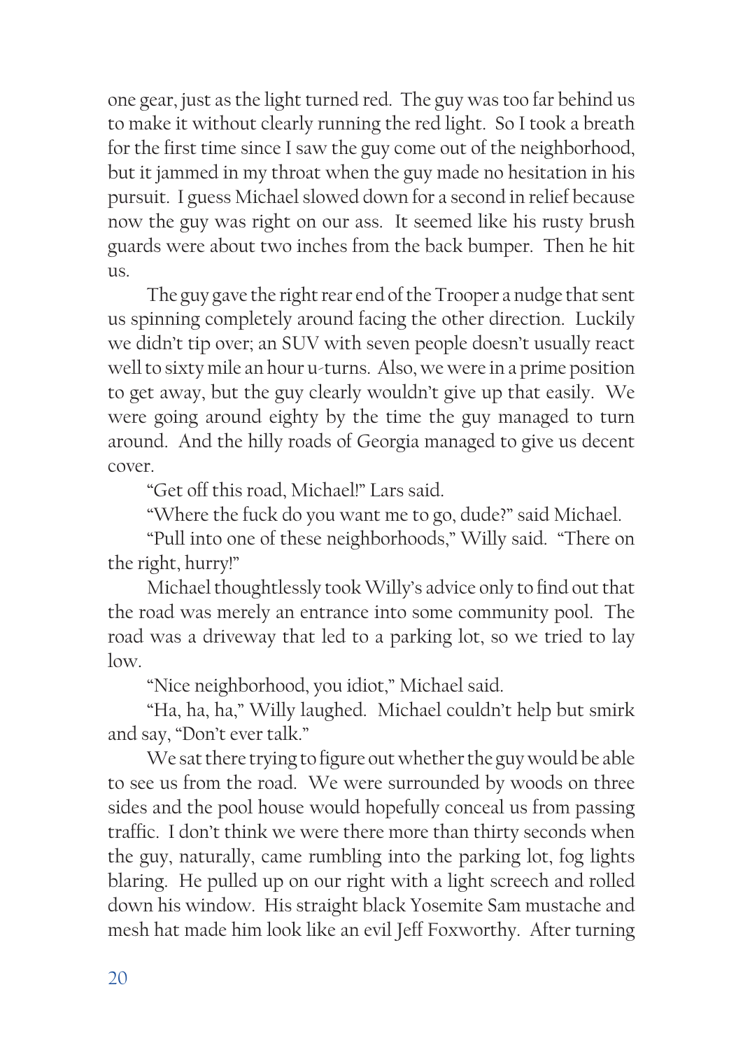one gear, just as the light turned red. The guy was too far behind us to make it without clearly running the red light. So I took a breath for the first time since I saw the guy come out of the neighborhood, but it jammed in my throat when the guy made no hesitation in his pursuit. I guess Michael slowed down for a second in relief because now the guy was right on our ass. It seemed like his rusty brush guards were about two inches from the back bumper. Then he hit us.

The guy gave the right rear end of the Trooper a nudge that sent us spinning completely around facing the other direction. Luckily we didn't tip over; an SUV with seven people doesn't usually react well to sixty mile an hour u-turns. Also, we were in a prime position to get away, but the guy clearly wouldn't give up that easily. We were going around eighty by the time the guy managed to turn around. And the hilly roads of Georgia managed to give us decent cover.

"Get off this road, Michael!" Lars said.

"Where the fuck do you want me to go, dude?" said Michael.

"Pull into one of these neighborhoods," Willy said. "There on the right, hurry!"

Michael thoughtlessly took Willy's advice only to find out that the road was merely an entrance into some community pool. The road was a driveway that led to a parking lot, so we tried to lay low.

"Nice neighborhood, you idiot," Michael said.

"Ha, ha, ha," Willy laughed. Michael couldn't help but smirk and say, "Don't ever talk."

We sat there trying to figure out whether the guy would be able to see us from the road. We were surrounded by woods on three sides and the pool house would hopefully conceal us from passing traffic. I don't think we were there more than thirty seconds when the guy, naturally, came rumbling into the parking lot, fog lights blaring. He pulled up on our right with a light screech and rolled down his window. His straight black Yosemite Sam mustache and mesh hat made him look like an evil Jeff Foxworthy. After turning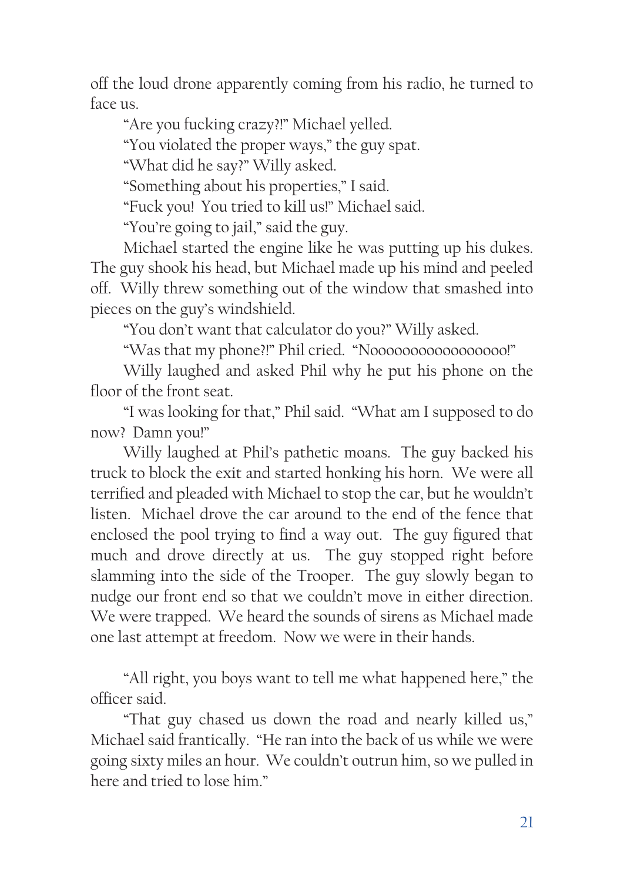off the loud drone apparently coming from his radio, he turned to face us.

"Are you fucking crazy?!" Michael yelled.

"You violated the proper ways," the guy spat.

"What did he say?" Willy asked.

"Something about his properties," I said.

"Fuck you! You tried to kill us!" Michael said.

"You're going to jail," said the guy.

Michael started the engine like he was putting up his dukes. The guy shook his head, but Michael made up his mind and peeled off. Willy threw something out of the window that smashed into pieces on the guy's windshield.

"You don't want that calculator do you?" Willy asked.

"Was that my phone?!" Phil cried. "Nooooooooooooooooo!"

Willy laughed and asked Phil why he put his phone on the floor of the front seat.

"I was looking for that," Phil said. "What am I supposed to do now? Damn you!"

Willy laughed at Phil's pathetic moans. The guy backed his truck to block the exit and started honking his horn. We were all terrified and pleaded with Michael to stop the car, but he wouldn't listen. Michael drove the car around to the end of the fence that enclosed the pool trying to find a way out. The guy figured that much and drove directly at us. The guy stopped right before slamming into the side of the Trooper. The guy slowly began to nudge our front end so that we couldn't move in either direction. We were trapped. We heard the sounds of sirens as Michael made one last attempt at freedom. Now we were in their hands.

"All right, you boys want to tell me what happened here," the officer said.

"That guy chased us down the road and nearly killed us," Michael said frantically. "He ran into the back of us while we were going sixty miles an hour. We couldn't outrun him, so we pulled in here and tried to lose him."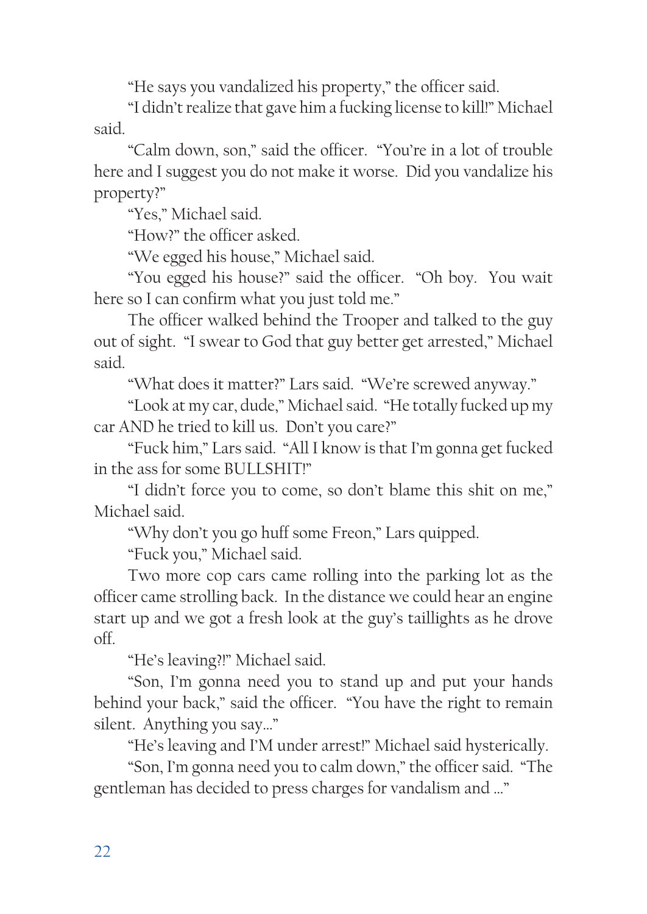"He says you vandalized his property," the officer said.

"I didn't realize that gave him a fucking license to kill!" Michael said.

"Calm down, son," said the officer. "You're in a lot of trouble here and I suggest you do not make it worse. Did you vandalize his property?"

"Yes," Michael said.

"How?" the officer asked.

"We egged his house," Michael said.

"You egged his house?" said the officer. "Oh boy. You wait here so I can confirm what you just told me."

The officer walked behind the Trooper and talked to the guy out of sight. "I swear to God that guy better get arrested," Michael said.

"What does it matter?" Lars said. "We're screwed anyway."

"Look at my car, dude," Michael said. "He totally fucked up my car AND he tried to kill us. Don't you care?"

"Fuck him," Lars said. "All I know is that I'm gonna get fucked in the ass for some BULLSHIT!"

"I didn't force you to come, so don't blame this shit on me," Michael said.

"Why don't you go huff some Freon," Lars quipped.

"Fuck you," Michael said.

Two more cop cars came rolling into the parking lot as the officer came strolling back. In the distance we could hear an engine start up and we got a fresh look at the guy's taillights as he drove off.

"He's leaving?!" Michael said.

"Son, I'm gonna need you to stand up and put your hands behind your back," said the officer. "You have the right to remain silent. Anything you say…"

"He's leaving and I'M under arrest!" Michael said hysterically.

"Son, I'm gonna need you to calm down," the officer said. "The gentleman has decided to press charges for vandalism and …"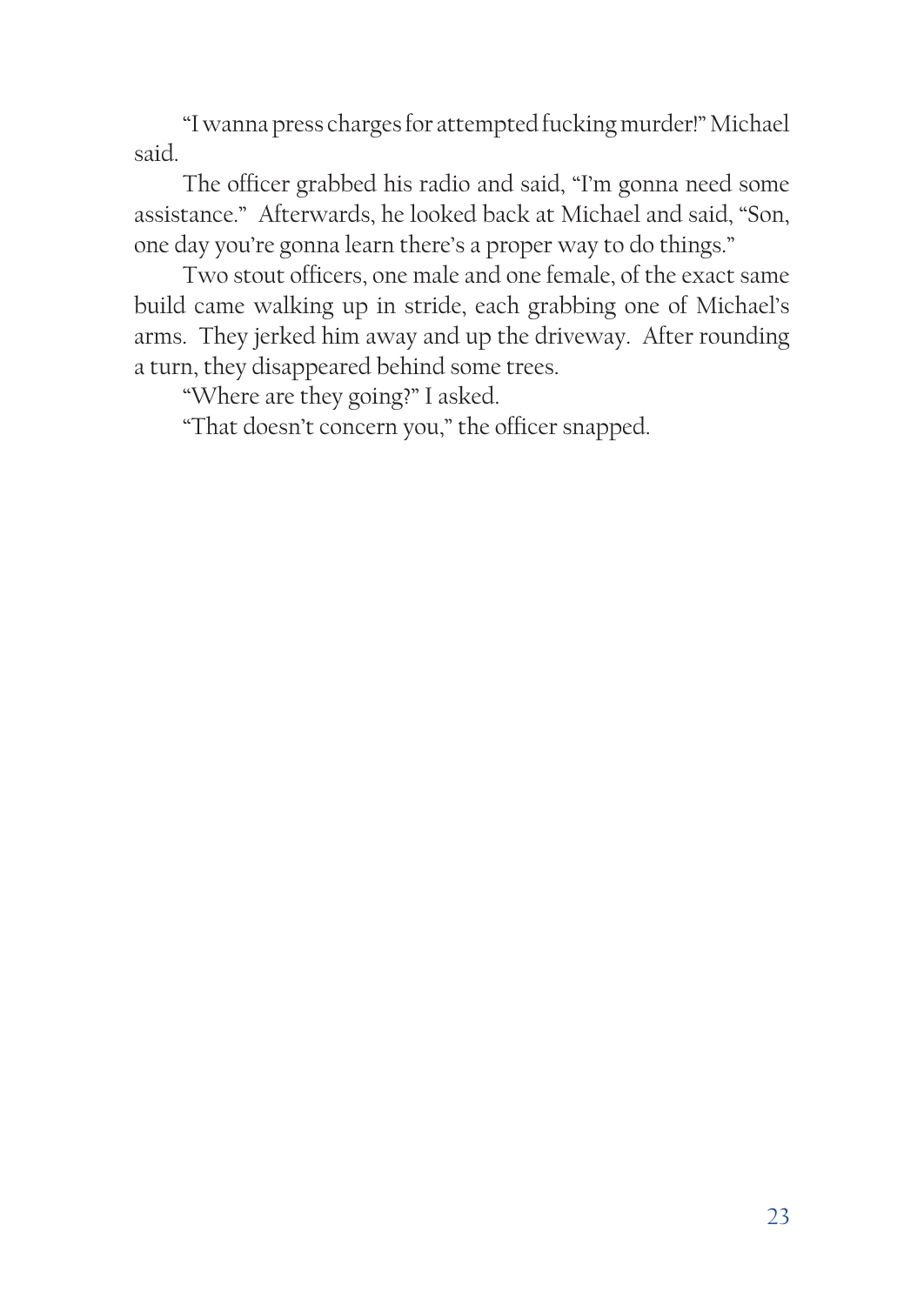"I wanna press charges for attempted fucking murder!" Michael said.

The officer grabbed his radio and said, "I'm gonna need some assistance." Afterwards, he looked back at Michael and said, "Son, one day you're gonna learn there's a proper way to do things."

Two stout officers, one male and one female, of the exact same build came walking up in stride, each grabbing one of Michael's arms. They jerked him away and up the driveway. After rounding a turn, they disappeared behind some trees.

"Where are they going?" I asked.

"That doesn't concern you," the officer snapped.